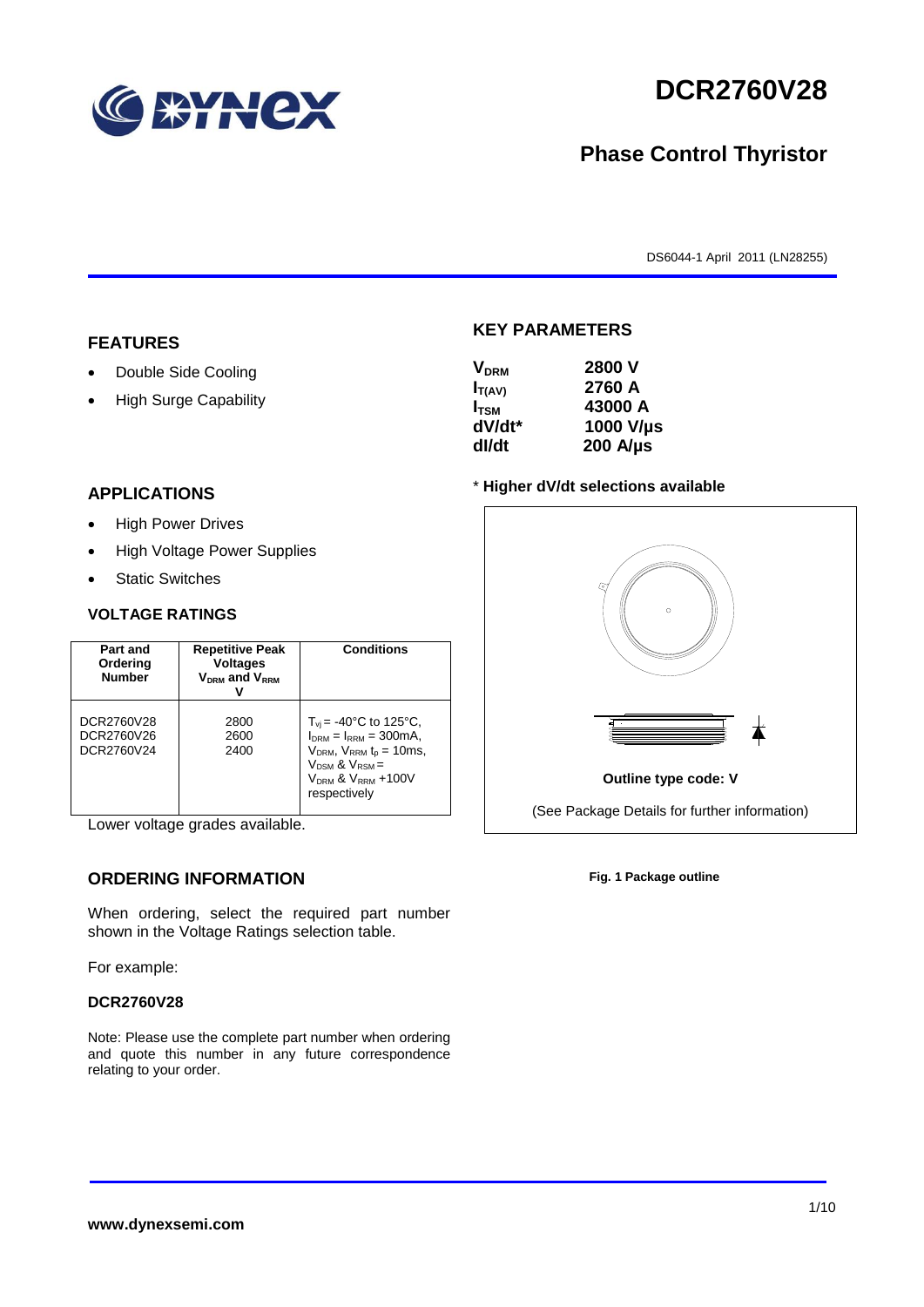# DCR2760V28

## Phase Control Thyristor

DS6044-1 April 2011 (LN28255)

## FEATURES

- Double Side Cooling
- High Surge Capability

## APPLICATIONS

- High Power Drives
- High Voltage Power Supplies
- Static Switches

## VOLTAGE RATINGS

| Part and Ordering Number | Repetitive Peak Voltages $V_{DRM}$ and $V_{RRM}$ V | Conditions |
|---|---|---|
| DCR2760V28<br>DCR2760V26<br>DCR2760V24 | 2800<br>2600<br>2400 | $T_{vj}$ = -40°C to 125°C, $I_{DRM}$ = $I_{RRM}$ = 300mA, $V_{DRM}$, $V_{RRM}$ $t_p$ = 10ms, $V_{DSM}$ & $V_{RSM}$ = $V_{DRM}$ & $V_{RRM}$ +100V respectively |

Lower voltage grades available.

## ORDERING INFORMATION

When ordering, select the required part number shown in the Voltage Ratings selection table.

For example:

**DCR2760V28**

Note: Please use the complete part number when ordering and quote this number in any future correspondence relating to your order.

## KEY PARAMETERS

| | |
|---|---|
| $V_{DRM}$ | 2800 V |
| $I_{T(AV)}$ | 2760 A |
| $I_{TSM}$ | 43000 A |
| dV/dt* | 1000 V/µs |
| dI/dt | 200 A/µs |

\* **Higher dV/dt selections available**

Outline type code: V

(See Package Details for further information)

**Fig. 1 Package outline**

www.dynexsemi.com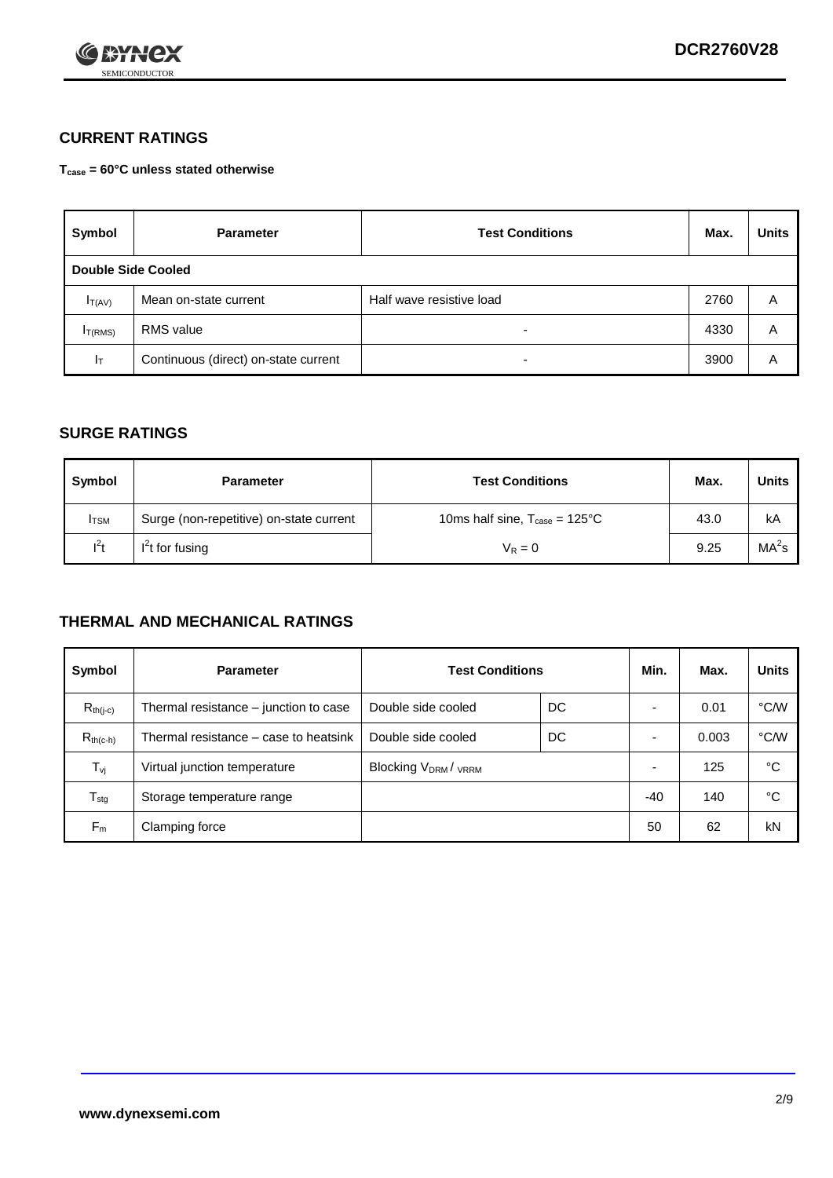## CURRENT RATINGS

**$T_{case}$ = 60°C unless stated otherwise**

| Symbol | Parameter | Test Conditions | Max. | Units |
|---|---|---|---|---|
| **Double Side Cooled** | | | | |
| $I_{T(AV)}$ | Mean on-state current | Half wave resistive load | 2760 | A |
| $I_{T(RMS)}$ | RMS value | - | 4330 | A |
| $I_T$ | Continuous (direct) on-state current | - | 3900 | A |

## SURGE RATINGS

| Symbol | Parameter | Test Conditions | Max. | Units |
|---|---|---|---|---|
| $I_{TSM}$ | Surge (non-repetitive) on-state current | 10ms half sine, $T_{case}$ = 125°C | 43.0 | kA |
| $I^2t$ | $I^2t$ for fusing | $V_R = 0$ | 9.25 | $MA^2s$ |

## THERMAL AND MECHANICAL RATINGS

| Symbol | Parameter | Test Conditions | | Min. | Max. | Units |
|---|---|---|---|---|---|---|
| $R_{th(j-c)}$ | Thermal resistance – junction to case | Double side cooled | DC | - | 0.01 | °C/W |
| $R_{th(c-h)}$ | Thermal resistance – case to heatsink | Double side cooled | DC | - | 0.003 | °C/W |
| $T_{vj}$ | Virtual junction temperature | Blocking $V_{DRM}$ / $V_{RRM}$ | | - | 125 | °C |
| $T_{stg}$ | Storage temperature range | | | -40 | 140 | °C |
| $F_m$ | Clamping force | | | 50 | 62 | kN |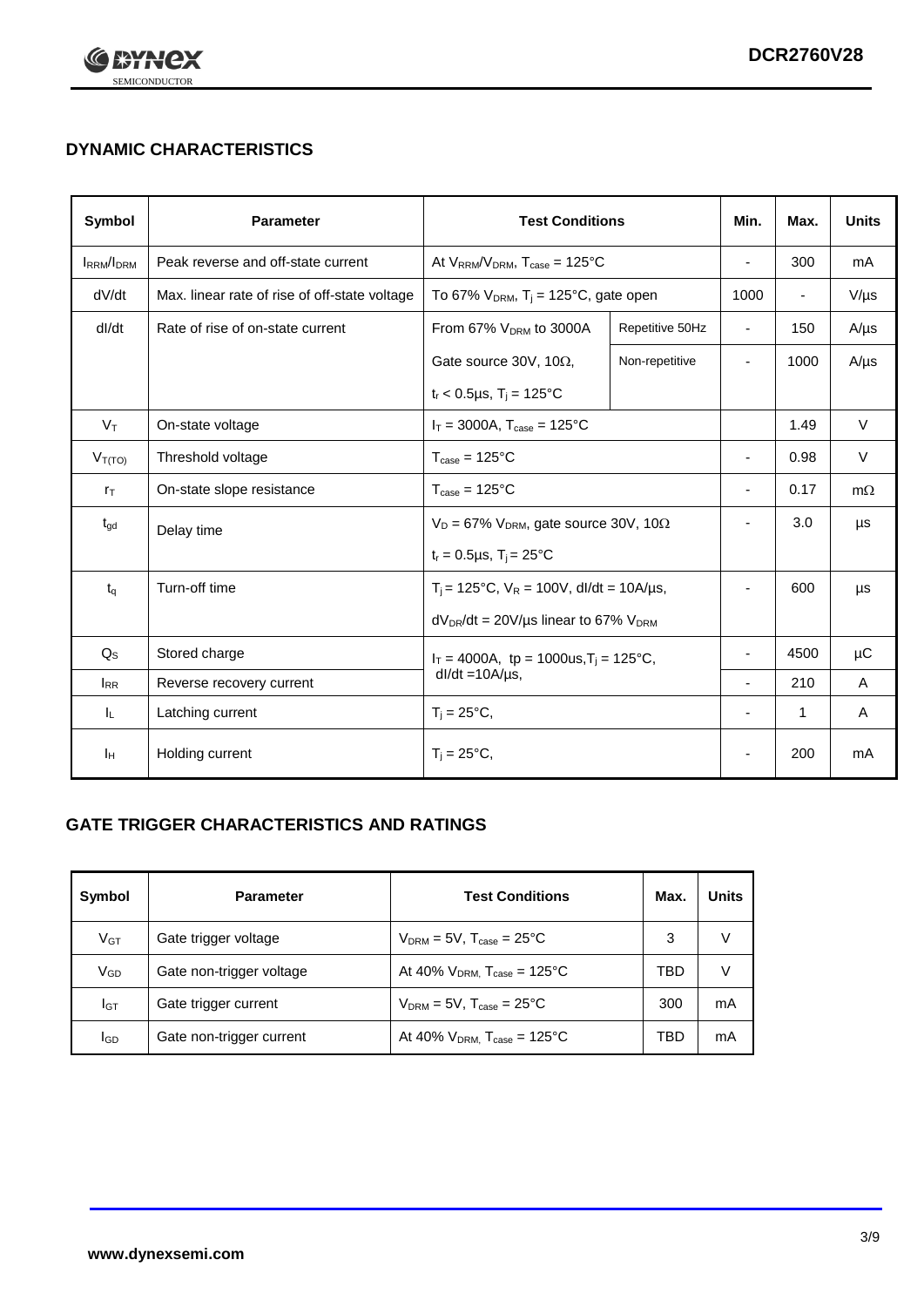## DYNAMIC CHARACTERISTICS

| Symbol | Parameter | Test Conditions | | Min. | Max. | Units |
|---|---|---|---|---|---|---|
| $I_{RRM}/I_{DRM}$ | Peak reverse and off-state current | At $V_{RRM}/V_{DRM}$, $T_{case}$ = 125°C | | - | 300 | mA |
| dV/dt | Max. linear rate of rise of off-state voltage | To 67% $V_{DRM}$, $T_j$ = 125°C, gate open | | 1000 | - | V/µs |
| dI/dt | Rate of rise of on-state current | From 67% $V_{DRM}$ to 3000A | Repetitive 50Hz | - | 150 | A/µs |
| | | Gate source 30V, 10Ω, $t_r$ < 0.5µs, $T_j$ = 125°C | Non-repetitive | - | 1000 | A/µs |
| $V_T$ | On-state voltage | $I_T$ = 3000A, $T_{case}$ = 125°C | | | 1.49 | V |
| $V_{T(TO)}$ | Threshold voltage | $T_{case}$ = 125°C | | - | 0.98 | V |
| $r_T$ | On-state slope resistance | $T_{case}$ = 125°C | | - | 0.17 | mΩ |
| $t_{gd}$ | Delay time | $V_D$ = 67% $V_{DRM}$, gate source 30V, 10Ω, $t_r$ = 0.5µs, $T_j$ = 25°C | | - | 3.0 | µs |
| $t_q$ | Turn-off time | $T_j$ = 125°C, $V_R$ = 100V, dI/dt = 10A/µs, $dV_{DR}/dt$ = 20V/µs linear to 67% $V_{DRM}$ | | - | 600 | µs |
| $Q_S$ | Stored charge | $I_T$ = 4000A, tp = 1000us, $T_j$ = 125°C, dI/dt =10A/µs, | | - | 4500 | µC |
| $I_{RR}$ | Reverse recovery current | | | - | 210 | A |
| $I_L$ | Latching current | $T_j$ = 25°C, | | - | 1 | A |
| $I_H$ | Holding current | $T_j$ = 25°C, | | - | 200 | mA |

## GATE TRIGGER CHARACTERISTICS AND RATINGS

| Symbol | Parameter | Test Conditions | Max. | Units |
|---|---|---|---|---|
| $V_{GT}$ | Gate trigger voltage | $V_{DRM}$ = 5V, $T_{case}$ = 25°C | 3 | V |
| $V_{GD}$ | Gate non-trigger voltage | At 40% $V_{DRM}$, $T_{case}$ = 125°C | TBD | V |
| $I_{GT}$ | Gate trigger current | $V_{DRM}$ = 5V, $T_{case}$ = 25°C | 300 | mA |
| $I_{GD}$ | Gate non-trigger current | At 40% $V_{DRM}$, $T_{case}$ = 125°C | TBD | mA |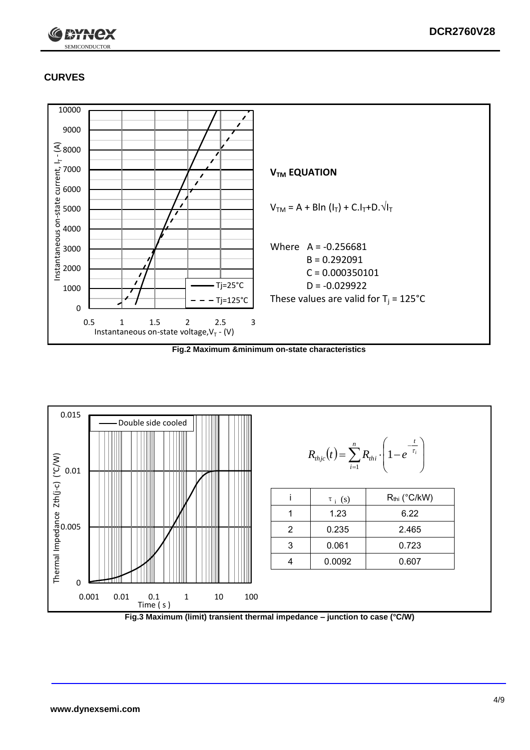## CURVES

### $V_{TM}$ EQUATION

$$V_{TM} = A + B\ln(I_T) + C.I_T + D.\sqrt{I_T}$$

Where A = -0.256681

B = 0.292091

C = 0.000350101

D = -0.029922

These values are valid for $T_j$ = 125°C

**Fig.2 Maximum &minimum on-state characteristics**

$$R_{thjc}(t) = \sum_{i=1}^{n} R_{thi} \cdot \left(1 - e^{-\frac{t}{\tau_i}}\right)$$

| i | $\tau_i$ (s) | $R_{thi}$ (°C/kW) |
|---|---|---|
| 1 | 1.23 | 6.22 |
| 2 | 0.235 | 2.465 |
| 3 | 0.061 | 0.723 |
| 4 | 0.0092 | 0.607 |

**Fig.3 Maximum (limit) transient thermal impedance – junction to case (°C/W)**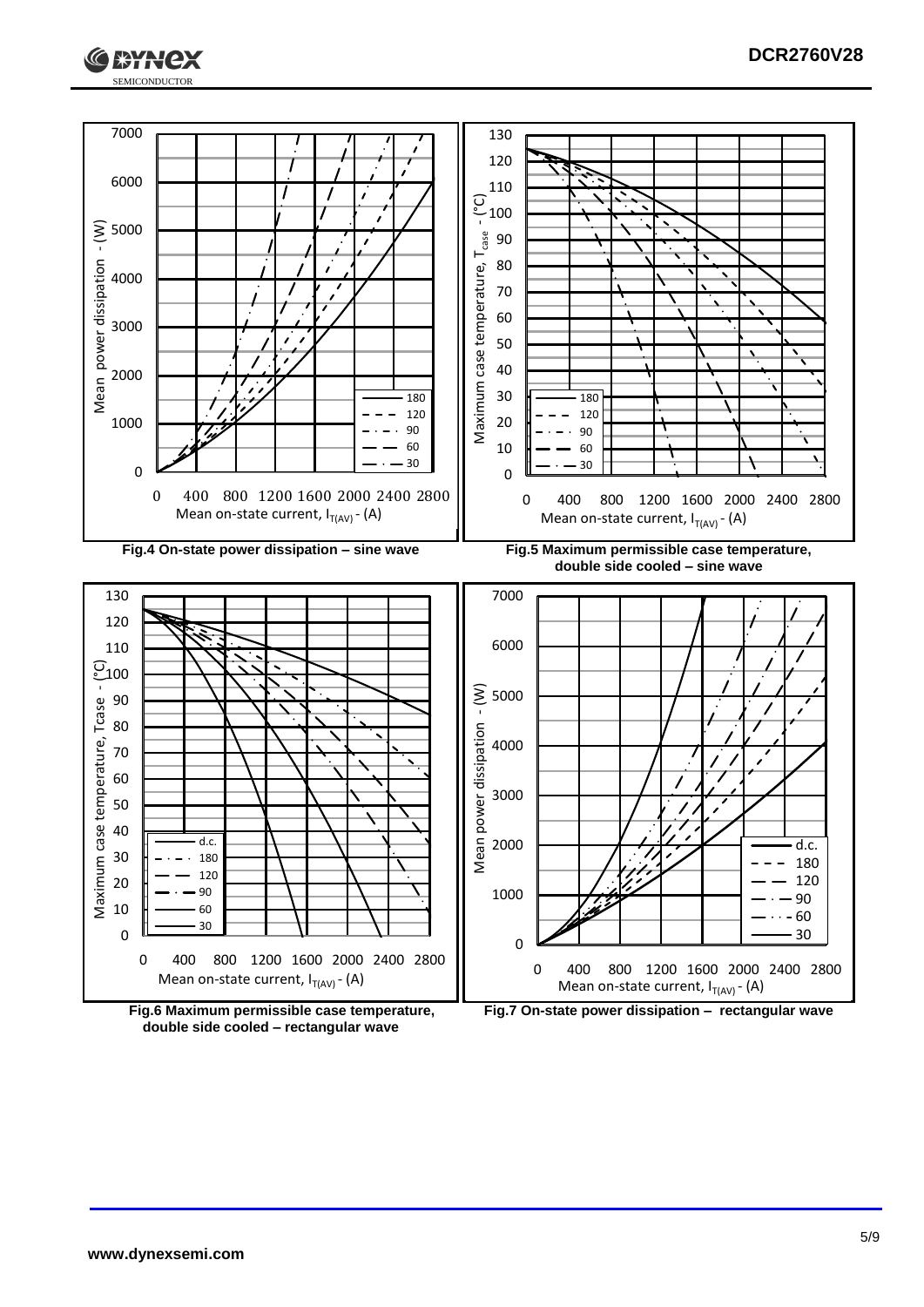Fig.4 On-state power dissipation – sine wave

Fig.5 Maximum permissible case temperature, double side cooled – sine wave

Fig.6 Maximum permissible case temperature, double side cooled – rectangular wave

Fig.7 On-state power dissipation – rectangular wave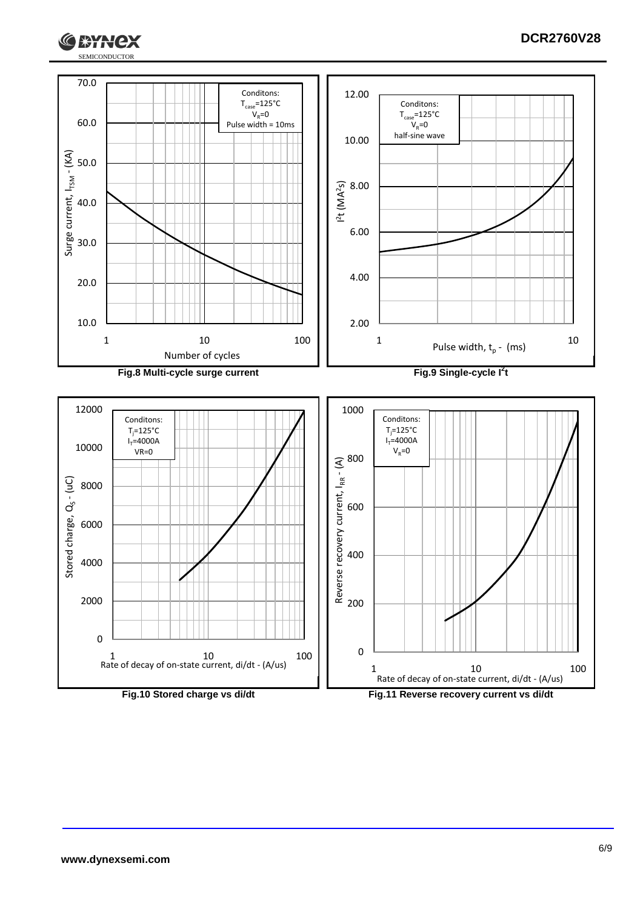Conditons:
$T_{case}$=125°C
$V_R$=0
Pulse width = 10ms

Surge current, $I_{TSM}$ - (KA)

Number of cycles

**Fig.8 Multi-cycle surge current**

Conditons:
$T_{case}$=125°C
$V_R$=0
half-sine wave

$I^2t$ ($MA^2s$)

Pulse width, $t_p$ - (ms)

**Fig.9 Single-cycle $I^2t$**

Conditons:
$T_j$=125°C
$I_T$=4000A
VR=0

Stored charge, $Q_S$ - (uC)

Rate of decay of on-state current, di/dt - (A/us)

**Fig.10 Stored charge vs di/dt**

Conditons:
$T_j$=125°C
$I_T$=4000A
$V_R$=0

Reverse recovery current, $I_{RR}$ - (A)

Rate of decay of on-state current, di/dt - (A/us)

**Fig.11 Reverse recovery current vs di/dt**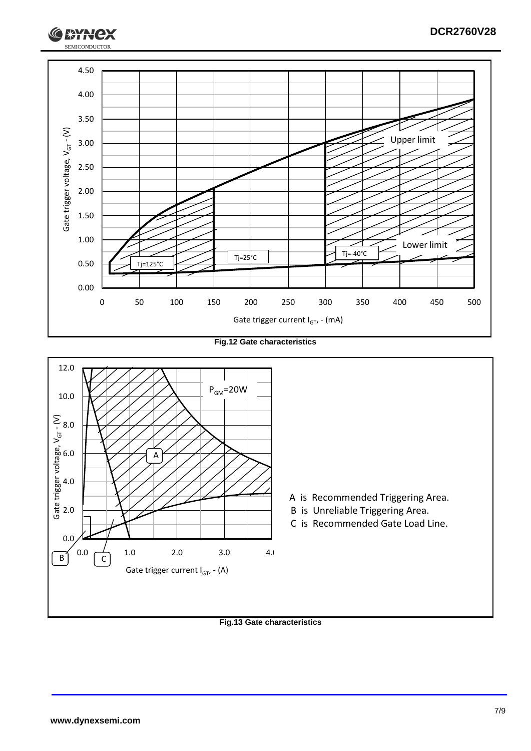Fig.12 Gate characteristics

A is Recommended Triggering Area.

B is Unreliable Triggering Area.

C is Recommended Gate Load Line.

Fig.13 Gate characteristics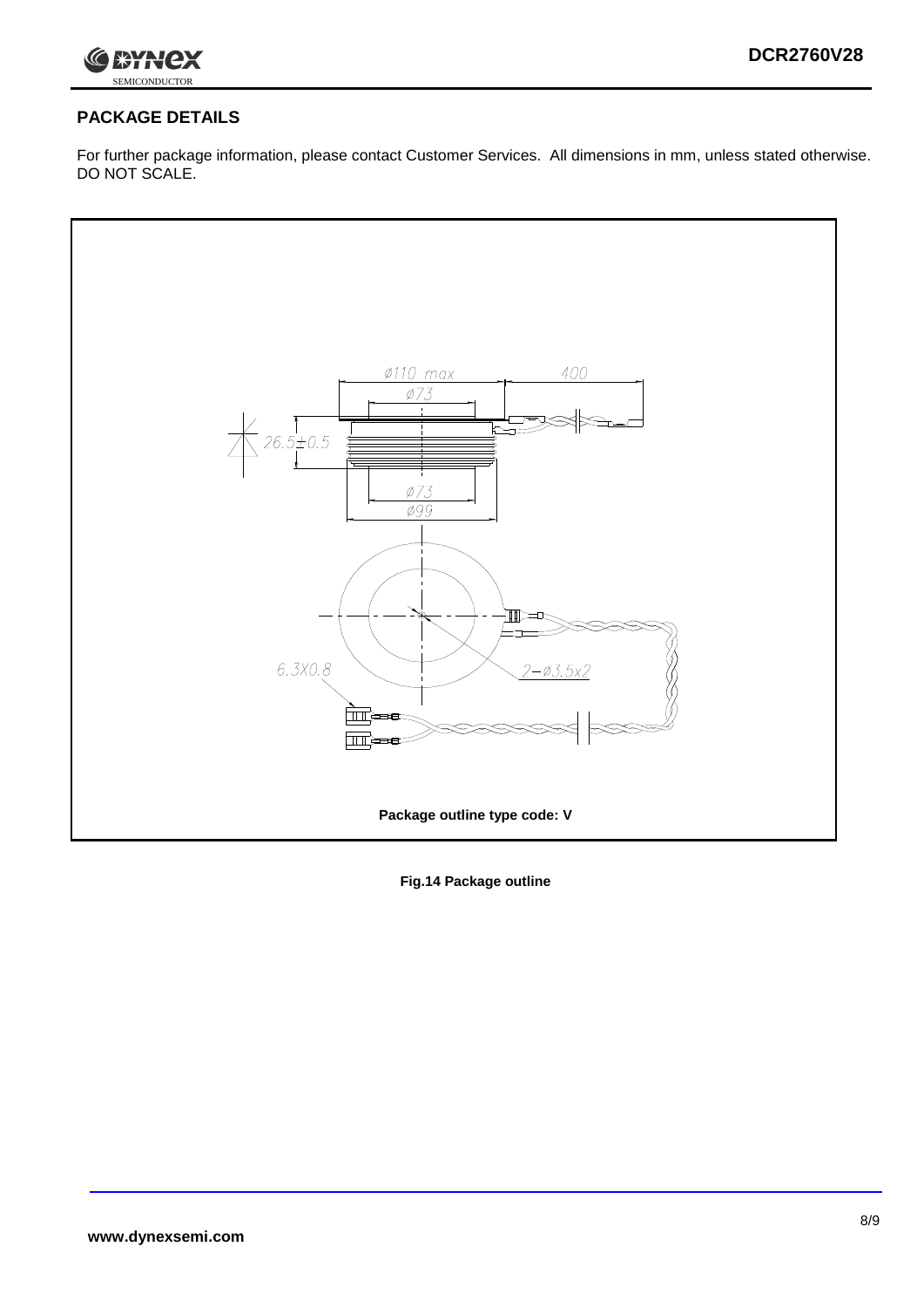## PACKAGE DETAILS

For further package information, please contact Customer Services. All dimensions in mm, unless stated otherwise. DO NOT SCALE.

Ø110 max

400

Ø73

26.5±0.5

Ø73

Ø99

6.3X0.8

2−Ø3.5x2

**Package outline type code: V**

**Fig.14 Package outline**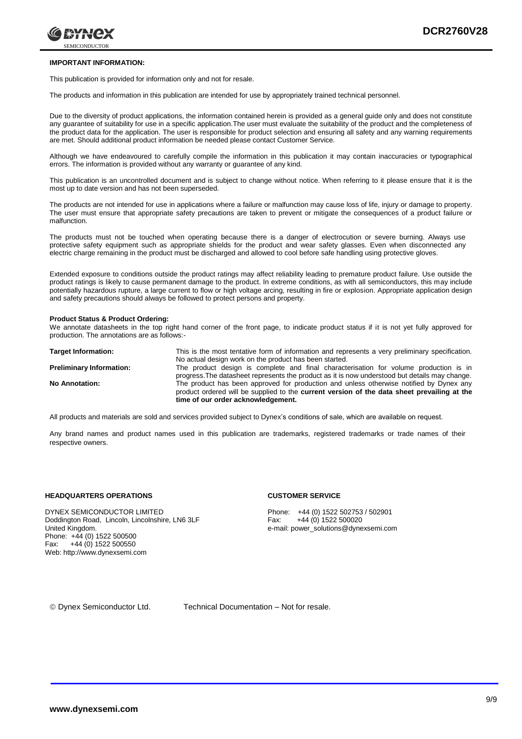**IMPORTANT INFORMATION:**

This publication is provided for information only and not for resale.

The products and information in this publication are intended for use by appropriately trained technical personnel.

Due to the diversity of product applications, the information contained herein is provided as a general guide only and does not constitute any guarantee of suitability for use in a specific application.The user must evaluate the suitability of the product and the completeness of the product data for the application. The user is responsible for product selection and ensuring all safety and any warning requirements are met. Should additional product information be needed please contact Customer Service.

Although we have endeavoured to carefully compile the information in this publication it may contain inaccuracies or typographical errors. The information is provided without any warranty or guarantee of any kind.

This publication is an uncontrolled document and is subject to change without notice. When referring to it please ensure that it is the most up to date version and has not been superseded.

The products are not intended for use in applications where a failure or malfunction may cause loss of life, injury or damage to property. The user must ensure that appropriate safety precautions are taken to prevent or mitigate the consequences of a product failure or malfunction.

The products must not be touched when operating because there is a danger of electrocution or severe burning. Always use protective safety equipment such as appropriate shields for the product and wear safety glasses. Even when disconnected any electric charge remaining in the product must be discharged and allowed to cool before safe handling using protective gloves.

Extended exposure to conditions outside the product ratings may affect reliability leading to premature product failure. Use outside the product ratings is likely to cause permanent damage to the product. In extreme conditions, as with all semiconductors, this may include potentially hazardous rupture, a large current to flow or high voltage arcing, resulting in fire or explosion. Appropriate application design and safety precautions should always be followed to protect persons and property.

**Product Status & Product Ordering:**

We annotate datasheets in the top right hand corner of the front page, to indicate product status if it is not yet fully approved for production. The annotations are as follows:-

| | |
|---|---|
| **Target Information:** | This is the most tentative form of information and represents a very preliminary specification. No actual design work on the product has been started. |
| **Preliminary Information:** | The product design is complete and final characterisation for volume production is in progress.The datasheet represents the product as it is now understood but details may change. |
| **No Annotation:** | The product has been approved for production and unless otherwise notified by Dynex any product ordered will be supplied to the **current version of the data sheet prevailing at the time of our order acknowledgement.** |

All products and materials are sold and services provided subject to Dynex's conditions of sale, which are available on request.

Any brand names and product names used in this publication are trademarks, registered trademarks or trade names of their respective owners.

**HEADQUARTERS OPERATIONS**

DYNEX SEMICONDUCTOR LIMITED
Doddington Road, Lincoln, Lincolnshire, LN6 3LF
United Kingdom.
Phone: +44 (0) 1522 500500
Fax: +44 (0) 1522 500550
Web: http://www.dynexsemi.com

**CUSTOMER SERVICE**

Phone: +44 (0) 1522 502753 / 502901
Fax: +44 (0) 1522 500020
e-mail: power_solutions@dynexsemi.com

© Dynex Semiconductor Ltd. Technical Documentation – Not for resale.